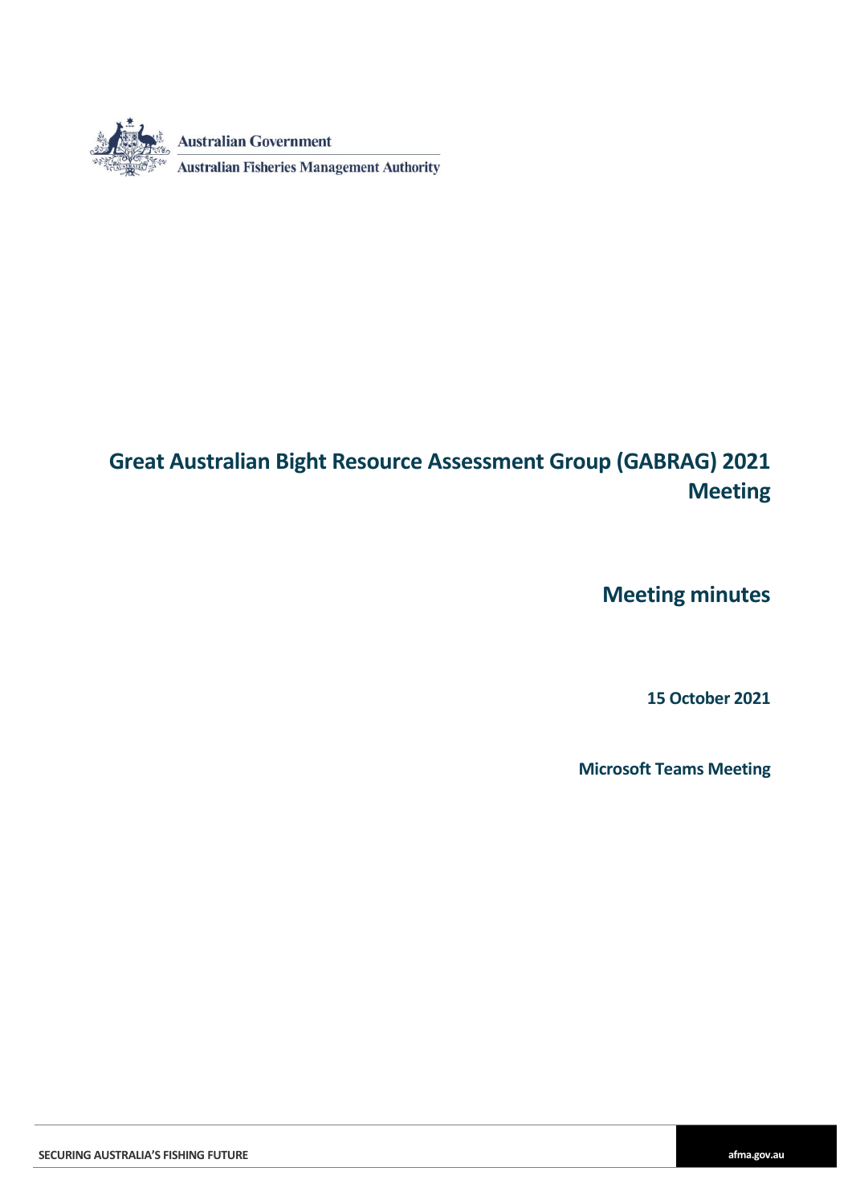Australian Government

Australian Fisheries Management Authority

# Great Australian Bight Resource Assessment Group (GABRAG) 2021 Meeting

## Meeting minutes

**15 October 2021**

**Microsoft Teams Meeting**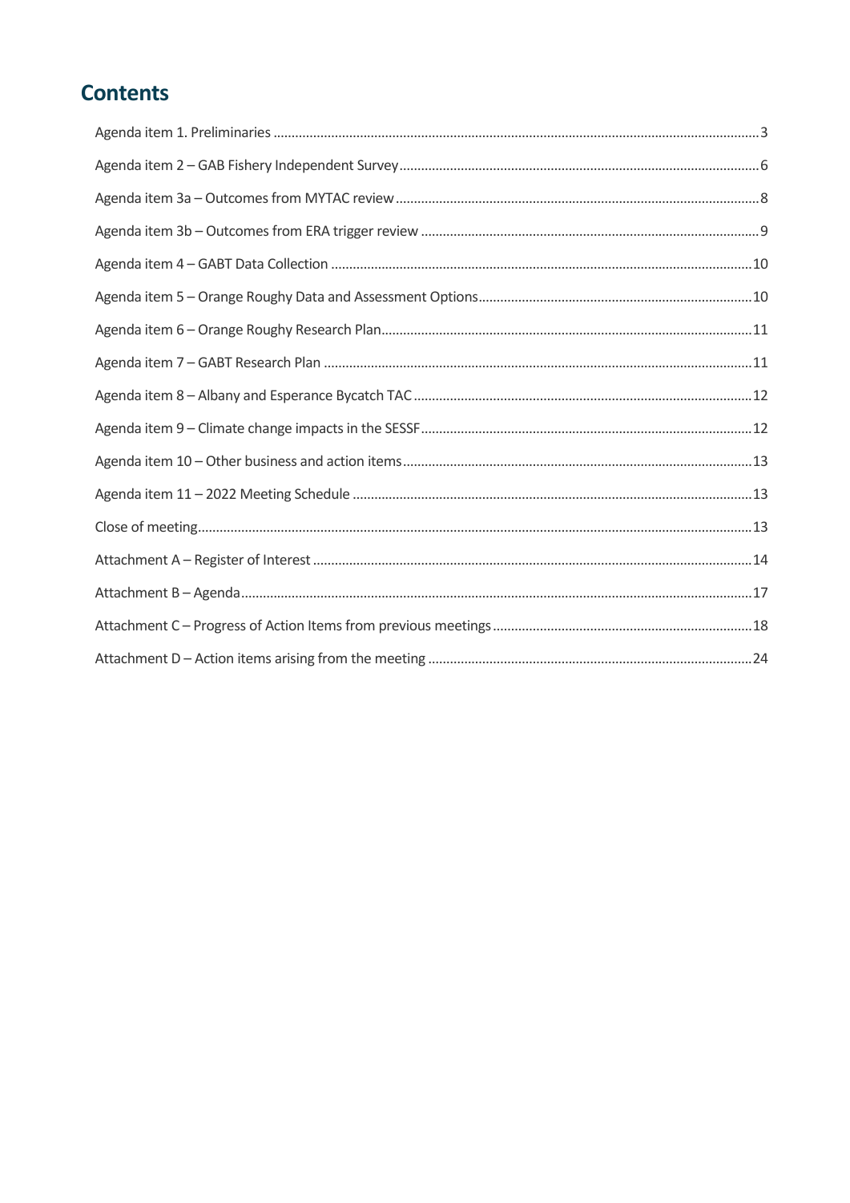# Contents

Agenda item 1. Preliminaries ..... 3

Agenda item 2 – GAB Fishery Independent Survey ..... 6

Agenda item 3a – Outcomes from MYTAC review ..... 8

Agenda item 3b – Outcomes from ERA trigger review ..... 9

Agenda item 4 – GABT Data Collection ..... 10

Agenda item 5 – Orange Roughy Data and Assessment Options ..... 10

Agenda item 6 – Orange Roughy Research Plan ..... 11

Agenda item 7 – GABT Research Plan ..... 11

Agenda item 8 – Albany and Esperance Bycatch TAC ..... 12

Agenda item 9 – Climate change impacts in the SESSF ..... 12

Agenda item 10 – Other business and action items ..... 13

Agenda item 11 – 2022 Meeting Schedule ..... 13

Close of meeting ..... 13

Attachment A – Register of Interest ..... 14

Attachment B – Agenda ..... 17

Attachment C – Progress of Action Items from previous meetings ..... 18

Attachment D – Action items arising from the meeting ..... 24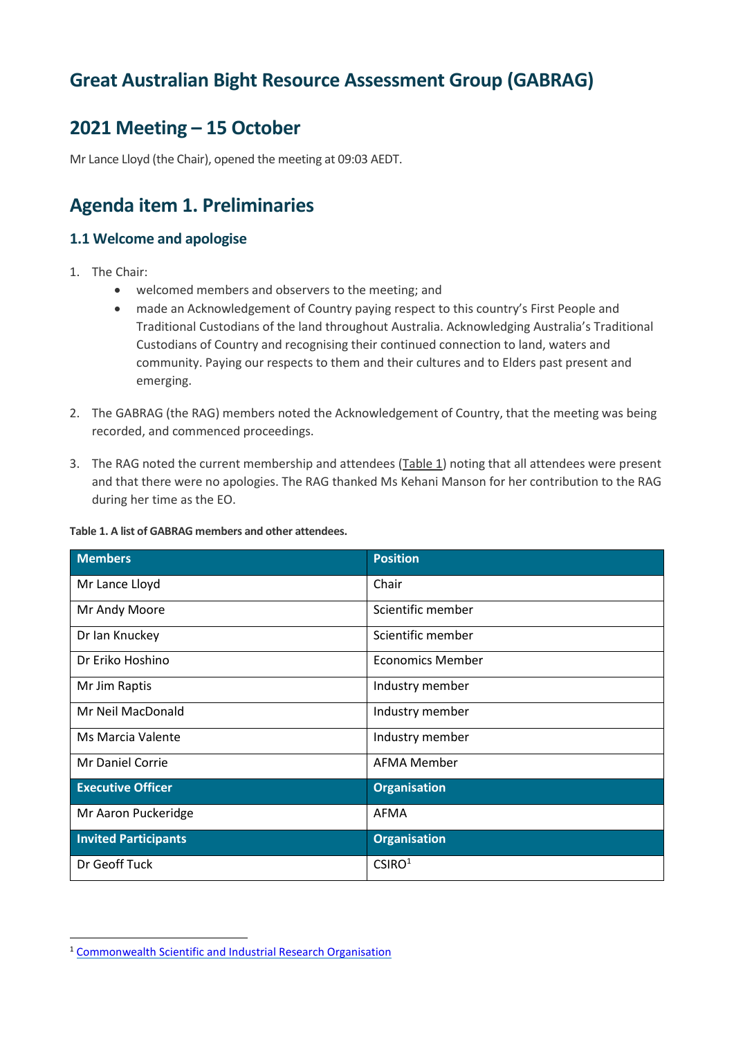# Great Australian Bight Resource Assessment Group (GABRAG)

## 2021 Meeting – 15 October

Mr Lance Lloyd (the Chair), opened the meeting at 09:03 AEDT.

# Agenda item 1. Preliminaries

### 1.1 Welcome and apologise

1. The Chair:
    - welcomed members and observers to the meeting; and
    - made an Acknowledgement of Country paying respect to this country's First People and Traditional Custodians of the land throughout Australia. Acknowledging Australia's Traditional Custodians of Country and recognising their continued connection to land, waters and community. Paying our respects to them and their cultures and to Elders past present and emerging.

2. The GABRAG (the RAG) members noted the Acknowledgement of Country, that the meeting was being recorded, and commenced proceedings.

3. The RAG noted the current membership and attendees (Table 1) noting that all attendees were present and that there were no apologies. The RAG thanked Ms Kehani Manson for her contribution to the RAG during her time as the EO.

**Table 1. A list of GABRAG members and other attendees.**

| Members | Position |
|---|---|
| Mr Lance Lloyd | Chair |
| Mr Andy Moore | Scientific member |
| Dr Ian Knuckey | Scientific member |
| Dr Eriko Hoshino | Economics Member |
| Mr Jim Raptis | Industry member |
| Mr Neil MacDonald | Industry member |
| Ms Marcia Valente | Industry member |
| Mr Daniel Corrie | AFMA Member |
| **Executive Officer** | **Organisation** |
| Mr Aaron Puckeridge | AFMA |
| **Invited Participants** | **Organisation** |
| Dr Geoff Tuck | CSIRO[1] |

[1] Commonwealth Scientific and Industrial Research Organisation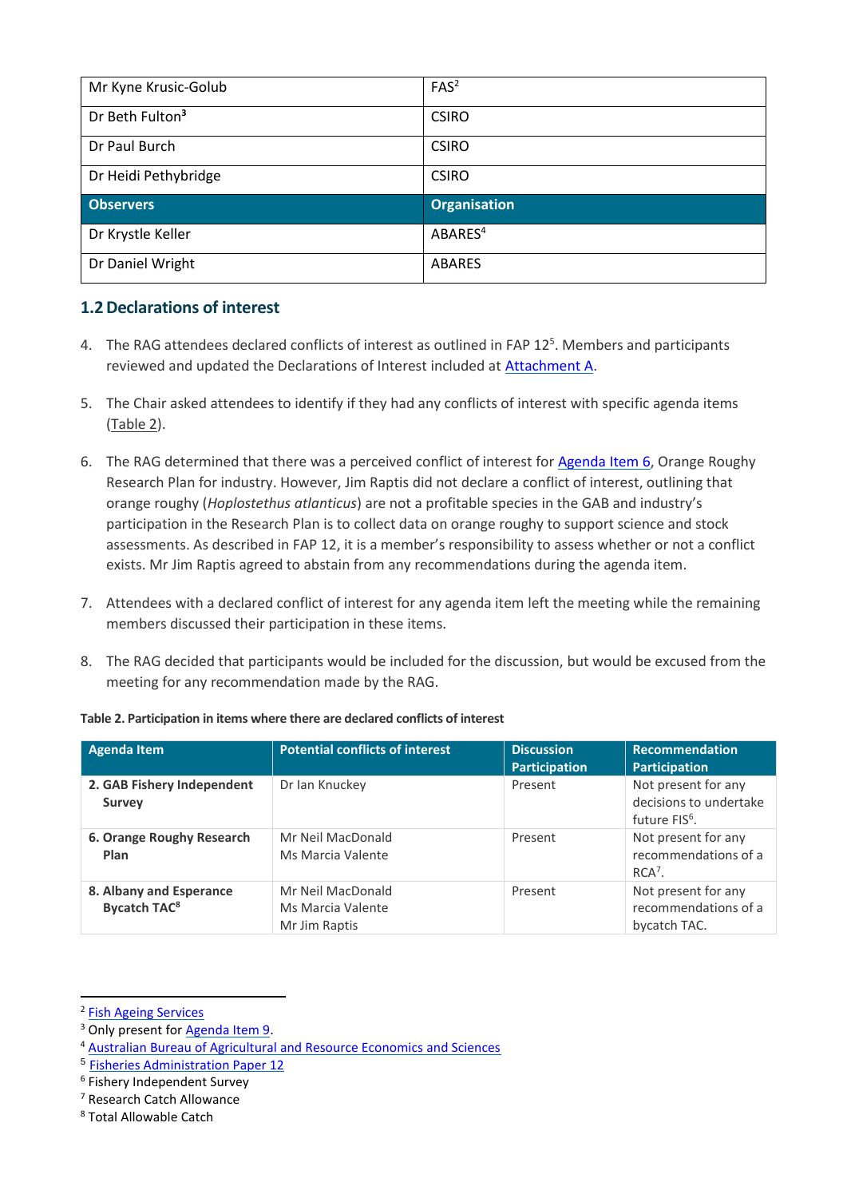| Mr Kyne Krusic-Golub | FAS[2] |
|---|---|
| Dr Beth Fulton[3] | CSIRO |
| Dr Paul Burch | CSIRO |
| Dr Heidi Pethybridge | CSIRO |
| **Observers** | **Organisation** |
| Dr Krystle Keller | ABARES[4] |
| Dr Daniel Wright | ABARES |

## 1.2 Declarations of interest

4. The RAG attendees declared conflicts of interest as outlined in FAP 12[5]. Members and participants reviewed and updated the Declarations of Interest included at Attachment A.

5. The Chair asked attendees to identify if they had any conflicts of interest with specific agenda items (Table 2).

6. The RAG determined that there was a perceived conflict of interest for Agenda Item 6, Orange Roughy Research Plan for industry. However, Jim Raptis did not declare a conflict of interest, outlining that orange roughy (*Hoplostethus atlanticus*) are not a profitable species in the GAB and industry's participation in the Research Plan is to collect data on orange roughy to support science and stock assessments. As described in FAP 12, it is a member's responsibility to assess whether or not a conflict exists. Mr Jim Raptis agreed to abstain from any recommendations during the agenda item.

7. Attendees with a declared conflict of interest for any agenda item left the meeting while the remaining members discussed their participation in these items.

8. The RAG decided that participants would be included for the discussion, but would be excused from the meeting for any recommendation made by the RAG.

**Table 2. Participation in items where there are declared conflicts of interest**

| Agenda Item | Potential conflicts of interest | Discussion Participation | Recommendation Participation |
|---|---|---|---|
| **2. GAB Fishery Independent Survey** | Dr Ian Knuckey | Present | Not present for any decisions to undertake future FIS[6]. |
| **6. Orange Roughy Research Plan** | Mr Neil MacDonald<br>Ms Marcia Valente | Present | Not present for any recommendations of a RCA[7]. |
| **8. Albany and Esperance Bycatch TAC[8]** | Mr Neil MacDonald<br>Ms Marcia Valente<br>Mr Jim Raptis | Present | Not present for any recommendations of a bycatch TAC. |

[2] Fish Ageing Services
[3] Only present for Agenda Item 9.
[4] Australian Bureau of Agricultural and Resource Economics and Sciences
[5] Fisheries Administration Paper 12
[6] Fishery Independent Survey
[7] Research Catch Allowance
[8] Total Allowable Catch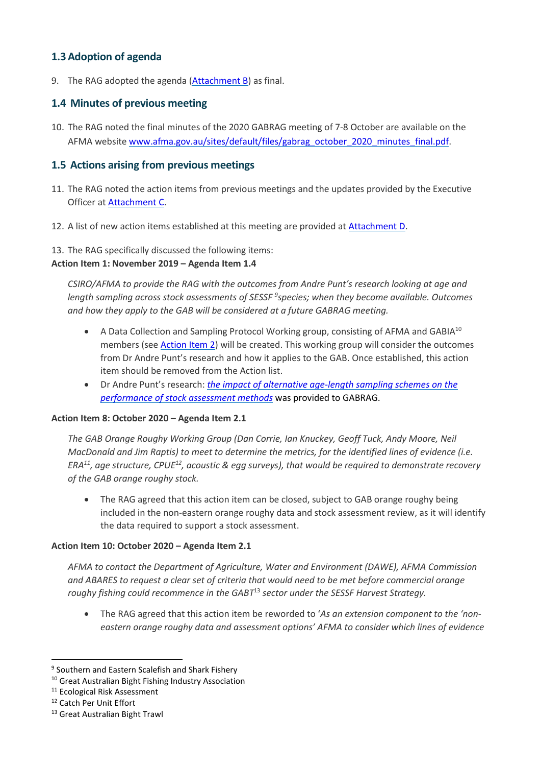## 1.3 Adoption of agenda

9. The RAG adopted the agenda (Attachment B) as final.

## 1.4 Minutes of previous meeting

10. The RAG noted the final minutes of the 2020 GABRAG meeting of 7-8 October are available on the AFMA website www.afma.gov.au/sites/default/files/gabrag_october_2020_minutes_final.pdf.

## 1.5 Actions arising from previous meetings

11. The RAG noted the action items from previous meetings and the updates provided by the Executive Officer at Attachment C.

12. A list of new action items established at this meeting are provided at Attachment D.

13. The RAG specifically discussed the following items:

**Action Item 1: November 2019 – Agenda Item 1.4**

*CSIRO/AFMA to provide the RAG with the outcomes from Andre Punt's research looking at age and length sampling across stock assessments of SESSF [9]species; when they become available. Outcomes and how they apply to the GAB will be considered at a future GABRAG meeting.*

- A Data Collection and Sampling Protocol Working group, consisting of AFMA and GABIA[10] members (see Action Item 2) will be created. This working group will consider the outcomes from Dr Andre Punt's research and how it applies to the GAB. Once established, this action item should be removed from the Action list.
- Dr Andre Punt's research: *the impact of alternative age-length sampling schemes on the performance of stock assessment methods* was provided to GABRAG.

**Action Item 8: October 2020 – Agenda Item 2.1**

*The GAB Orange Roughy Working Group (Dan Corrie, Ian Knuckey, Geoff Tuck, Andy Moore, Neil MacDonald and Jim Raptis) to meet to determine the metrics, for the identified lines of evidence (i.e. ERA[11], age structure, CPUE[12], acoustic & egg surveys), that would be required to demonstrate recovery of the GAB orange roughy stock.*

- The RAG agreed that this action item can be closed, subject to GAB orange roughy being included in the non-eastern orange roughy data and stock assessment review, as it will identify the data required to support a stock assessment.

**Action Item 10: October 2020 – Agenda Item 2.1**

*AFMA to contact the Department of Agriculture, Water and Environment (DAWE), AFMA Commission and ABARES to request a clear set of criteria that would need to be met before commercial orange roughy fishing could recommence in the GABT[13] sector under the SESSF Harvest Strategy.*

- The RAG agreed that this action item be reworded to '*As an extension component to the 'non-eastern orange roughy data and assessment options' AFMA to consider which lines of evidence*

---

[9] Southern and Eastern Scalefish and Shark Fishery
[10] Great Australian Bight Fishing Industry Association
[11] Ecological Risk Assessment
[12] Catch Per Unit Effort
[13] Great Australian Bight Trawl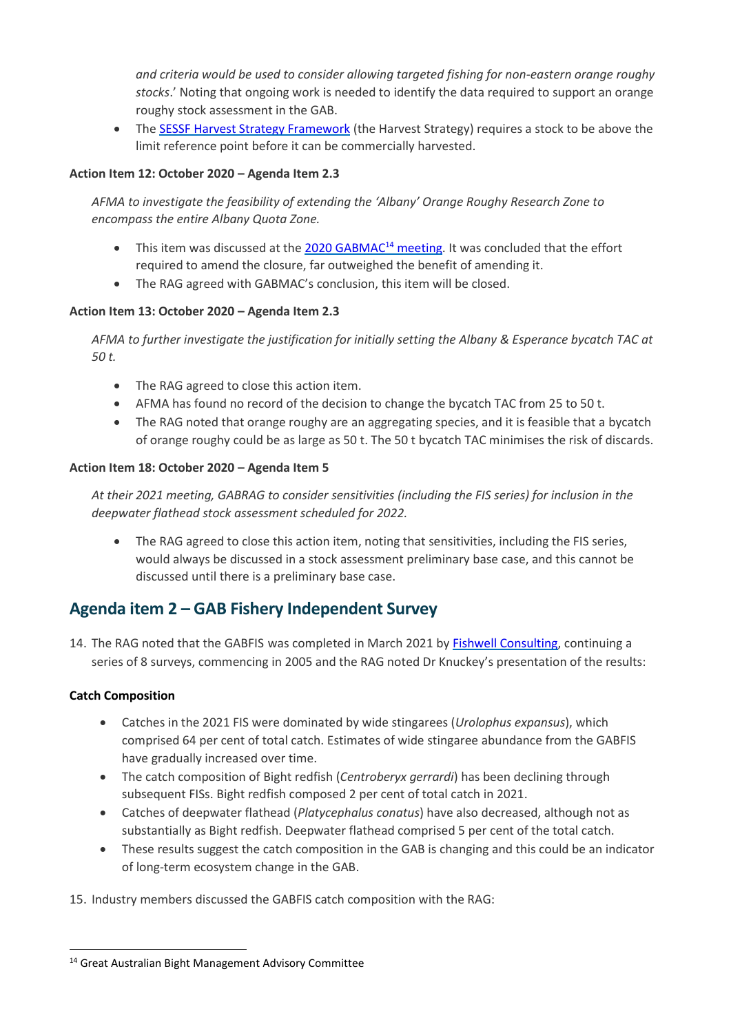*and criteria would be used to consider allowing targeted fishing for non-eastern orange roughy stocks*.' Noting that ongoing work is needed to identify the data required to support an orange roughy stock assessment in the GAB.

- The SESSF Harvest Strategy Framework (the Harvest Strategy) requires a stock to be above the limit reference point before it can be commercially harvested.

**Action Item 12: October 2020 – Agenda Item 2.3**

*AFMA to investigate the feasibility of extending the 'Albany' Orange Roughy Research Zone to encompass the entire Albany Quota Zone.*

- This item was discussed at the 2020 GABMAC[14] meeting. It was concluded that the effort required to amend the closure, far outweighed the benefit of amending it.
- The RAG agreed with GABMAC's conclusion, this item will be closed.

**Action Item 13: October 2020 – Agenda Item 2.3**

*AFMA to further investigate the justification for initially setting the Albany & Esperance bycatch TAC at 50 t.*

- The RAG agreed to close this action item.
- AFMA has found no record of the decision to change the bycatch TAC from 25 to 50 t.
- The RAG noted that orange roughy are an aggregating species, and it is feasible that a bycatch of orange roughy could be as large as 50 t. The 50 t bycatch TAC minimises the risk of discards.

**Action Item 18: October 2020 – Agenda Item 5**

*At their 2021 meeting, GABRAG to consider sensitivities (including the FIS series) for inclusion in the deepwater flathead stock assessment scheduled for 2022.*

- The RAG agreed to close this action item, noting that sensitivities, including the FIS series, would always be discussed in a stock assessment preliminary base case, and this cannot be discussed until there is a preliminary base case.

## Agenda item 2 – GAB Fishery Independent Survey

14. The RAG noted that the GABFIS was completed in March 2021 by Fishwell Consulting, continuing a series of 8 surveys, commencing in 2005 and the RAG noted Dr Knuckey's presentation of the results:

**Catch Composition**

- Catches in the 2021 FIS were dominated by wide stingarees (*Urolophus expansus*), which comprised 64 per cent of total catch. Estimates of wide stingaree abundance from the GABFIS have gradually increased over time.
- The catch composition of Bight redfish (*Centroberyx gerrardi*) has been declining through subsequent FISs. Bight redfish composed 2 per cent of total catch in 2021.
- Catches of deepwater flathead (*Platycephalus conatus*) have also decreased, although not as substantially as Bight redfish. Deepwater flathead comprised 5 per cent of the total catch.
- These results suggest the catch composition in the GAB is changing and this could be an indicator of long-term ecosystem change in the GAB.

15. Industry members discussed the GABFIS catch composition with the RAG:

[14] Great Australian Bight Management Advisory Committee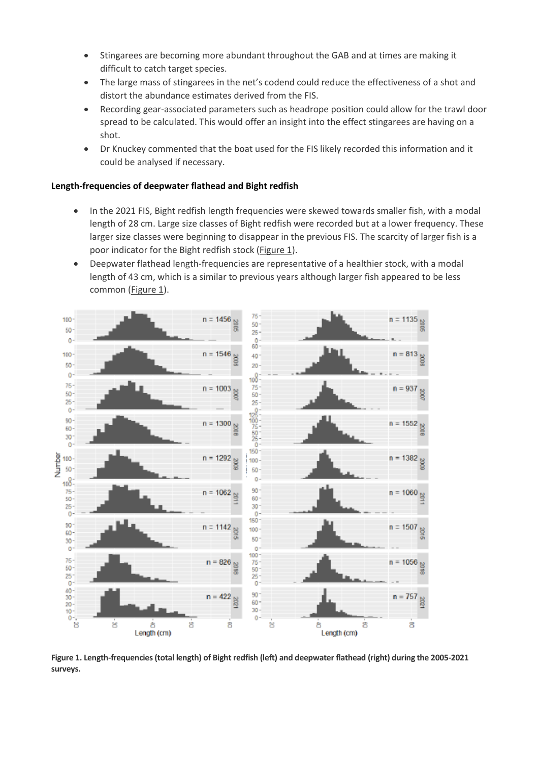- Stingarees are becoming more abundant throughout the GAB and at times are making it difficult to catch target species.
- The large mass of stingarees in the net's codend could reduce the effectiveness of a shot and distort the abundance estimates derived from the FIS.
- Recording gear-associated parameters such as headrope position could allow for the trawl door spread to be calculated. This would offer an insight into the effect stingarees are having on a shot.
- Dr Knuckey commented that the boat used for the FIS likely recorded this information and it could be analysed if necessary.

**Length-frequencies of deepwater flathead and Bight redfish**

- In the 2021 FIS, Bight redfish length frequencies were skewed towards smaller fish, with a modal length of 28 cm. Large size classes of Bight redfish were recorded but at a lower frequency. These larger size classes were beginning to disappear in the previous FIS. The scarcity of larger fish is a poor indicator for the Bight redfish stock (Figure 1).
- Deepwater flathead length-frequencies are representative of a healthier stock, with a modal length of 43 cm, which is a similar to previous years although larger fish appeared to be less common (Figure 1).

**Figure 1. Length-frequencies (total length) of Bight redfish (left) and deepwater flathead (right) during the 2005-2021 surveys.**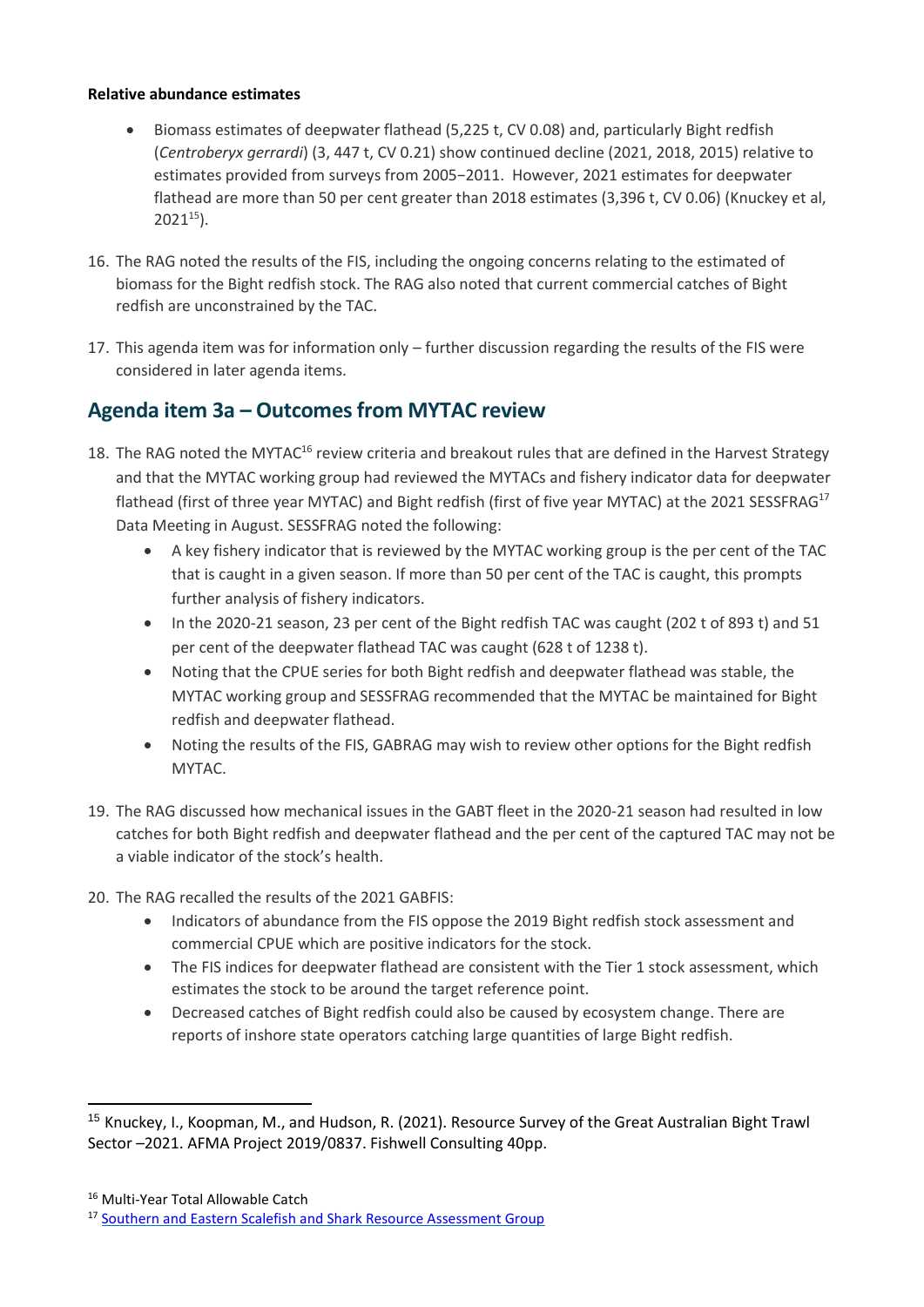**Relative abundance estimates**

- Biomass estimates of deepwater flathead (5,225 t, CV 0.08) and, particularly Bight redfish (*Centroberyx gerrardi*) (3, 447 t, CV 0.21) show continued decline (2021, 2018, 2015) relative to estimates provided from surveys from 2005−2011. However, 2021 estimates for deepwater flathead are more than 50 per cent greater than 2018 estimates (3,396 t, CV 0.06) (Knuckey et al, 2021[15]).

16. The RAG noted the results of the FIS, including the ongoing concerns relating to the estimated of biomass for the Bight redfish stock. The RAG also noted that current commercial catches of Bight redfish are unconstrained by the TAC.

17. This agenda item was for information only – further discussion regarding the results of the FIS were considered in later agenda items.

## Agenda item 3a – Outcomes from MYTAC review

18. The RAG noted the MYTAC[16] review criteria and breakout rules that are defined in the Harvest Strategy and that the MYTAC working group had reviewed the MYTACs and fishery indicator data for deepwater flathead (first of three year MYTAC) and Bight redfish (first of five year MYTAC) at the 2021 SESSFRAG[17] Data Meeting in August. SESSFRAG noted the following:
    - A key fishery indicator that is reviewed by the MYTAC working group is the per cent of the TAC that is caught in a given season. If more than 50 per cent of the TAC is caught, this prompts further analysis of fishery indicators.
    - In the 2020-21 season, 23 per cent of the Bight redfish TAC was caught (202 t of 893 t) and 51 per cent of the deepwater flathead TAC was caught (628 t of 1238 t).
    - Noting that the CPUE series for both Bight redfish and deepwater flathead was stable, the MYTAC working group and SESSFRAG recommended that the MYTAC be maintained for Bight redfish and deepwater flathead.
    - Noting the results of the FIS, GABRAG may wish to review other options for the Bight redfish MYTAC.

19. The RAG discussed how mechanical issues in the GABT fleet in the 2020-21 season had resulted in low catches for both Bight redfish and deepwater flathead and the per cent of the captured TAC may not be a viable indicator of the stock's health.

20. The RAG recalled the results of the 2021 GABFIS:
    - Indicators of abundance from the FIS oppose the 2019 Bight redfish stock assessment and commercial CPUE which are positive indicators for the stock.
    - The FIS indices for deepwater flathead are consistent with the Tier 1 stock assessment, which estimates the stock to be around the target reference point.
    - Decreased catches of Bight redfish could also be caused by ecosystem change. There are reports of inshore state operators catching large quantities of large Bight redfish.

---

[15] Knuckey, I., Koopman, M., and Hudson, R. (2021). Resource Survey of the Great Australian Bight Trawl Sector –2021. AFMA Project 2019/0837. Fishwell Consulting 40pp.

[16] Multi-Year Total Allowable Catch

[17] [Southern and Eastern Scalefish and Shark Resource Assessment Group]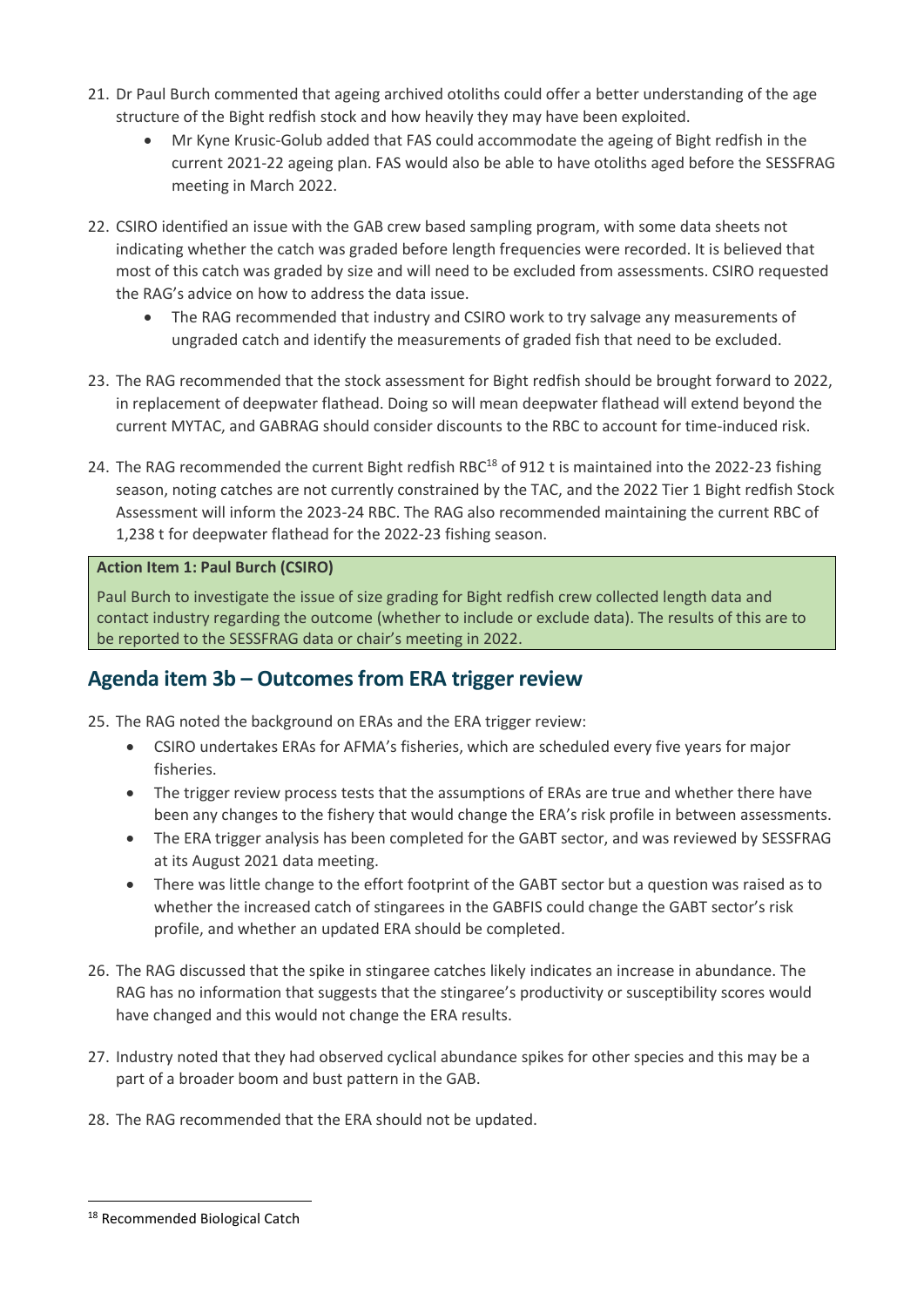21. Dr Paul Burch commented that ageing archived otoliths could offer a better understanding of the age structure of the Bight redfish stock and how heavily they may have been exploited.
    - Mr Kyne Krusic-Golub added that FAS could accommodate the ageing of Bight redfish in the current 2021-22 ageing plan. FAS would also be able to have otoliths aged before the SESSFRAG meeting in March 2022.

22. CSIRO identified an issue with the GAB crew based sampling program, with some data sheets not indicating whether the catch was graded before length frequencies were recorded. It is believed that most of this catch was graded by size and will need to be excluded from assessments. CSIRO requested the RAG's advice on how to address the data issue.
    - The RAG recommended that industry and CSIRO work to try salvage any measurements of ungraded catch and identify the measurements of graded fish that need to be excluded.

23. The RAG recommended that the stock assessment for Bight redfish should be brought forward to 2022, in replacement of deepwater flathead. Doing so will mean deepwater flathead will extend beyond the current MYTAC, and GABRAG should consider discounts to the RBC to account for time-induced risk.

24. The RAG recommended the current Bight redfish RBC[18] of 912 t is maintained into the 2022-23 fishing season, noting catches are not currently constrained by the TAC, and the 2022 Tier 1 Bight redfish Stock Assessment will inform the 2023-24 RBC. The RAG also recommended maintaining the current RBC of 1,238 t for deepwater flathead for the 2022-23 fishing season.

**Action Item 1: Paul Burch (CSIRO)**

Paul Burch to investigate the issue of size grading for Bight redfish crew collected length data and contact industry regarding the outcome (whether to include or exclude data). The results of this are to be reported to the SESSFRAG data or chair's meeting in 2022.

## Agenda item 3b – Outcomes from ERA trigger review

25. The RAG noted the background on ERAs and the ERA trigger review:
    - CSIRO undertakes ERAs for AFMA's fisheries, which are scheduled every five years for major fisheries.
    - The trigger review process tests that the assumptions of ERAs are true and whether there have been any changes to the fishery that would change the ERA's risk profile in between assessments.
    - The ERA trigger analysis has been completed for the GABT sector, and was reviewed by SESSFRAG at its August 2021 data meeting.
    - There was little change to the effort footprint of the GABT sector but a question was raised as to whether the increased catch of stingarees in the GABFIS could change the GABT sector's risk profile, and whether an updated ERA should be completed.

26. The RAG discussed that the spike in stingaree catches likely indicates an increase in abundance. The RAG has no information that suggests that the stingaree's productivity or susceptibility scores would have changed and this would not change the ERA results.

27. Industry noted that they had observed cyclical abundance spikes for other species and this may be a part of a broader boom and bust pattern in the GAB.

28. The RAG recommended that the ERA should not be updated.

[18] Recommended Biological Catch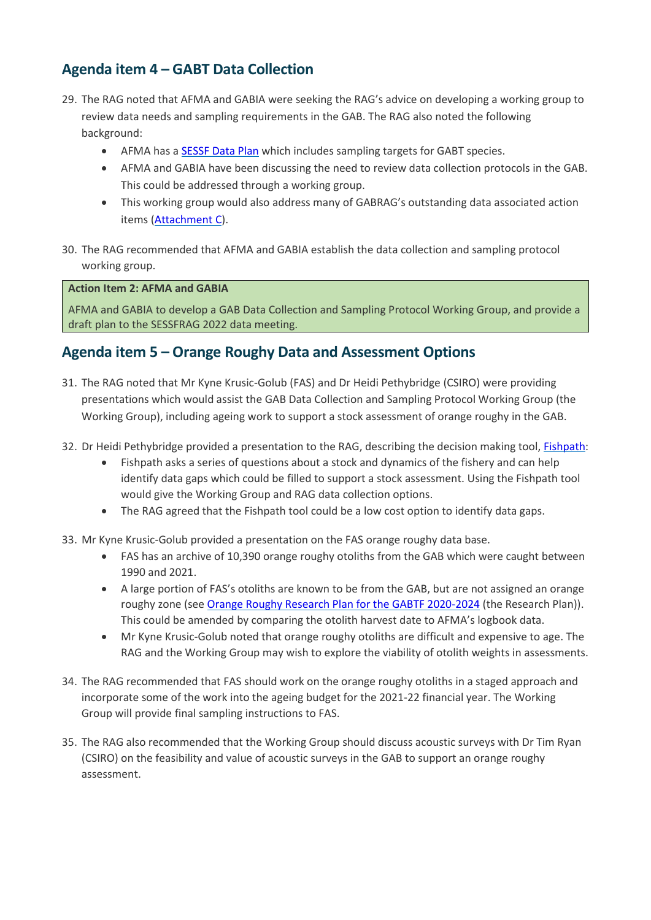## Agenda item 4 – GABT Data Collection

29. The RAG noted that AFMA and GABIA were seeking the RAG's advice on developing a working group to review data needs and sampling requirements in the GAB. The RAG also noted the following background:
    - AFMA has a SESSF Data Plan which includes sampling targets for GABT species.
    - AFMA and GABIA have been discussing the need to review data collection protocols in the GAB. This could be addressed through a working group.
    - This working group would also address many of GABRAG's outstanding data associated action items (Attachment C).

30. The RAG recommended that AFMA and GABIA establish the data collection and sampling protocol working group.

| **Action Item 2: AFMA and GABIA** |
| --- |
| AFMA and GABIA to develop a GAB Data Collection and Sampling Protocol Working Group, and provide a draft plan to the SESSFRAG 2022 data meeting. |

## Agenda item 5 – Orange Roughy Data and Assessment Options

31. The RAG noted that Mr Kyne Krusic-Golub (FAS) and Dr Heidi Pethybridge (CSIRO) were providing presentations which would assist the GAB Data Collection and Sampling Protocol Working Group (the Working Group), including ageing work to support a stock assessment of orange roughy in the GAB.

32. Dr Heidi Pethybridge provided a presentation to the RAG, describing the decision making tool, Fishpath:
    - Fishpath asks a series of questions about a stock and dynamics of the fishery and can help identify data gaps which could be filled to support a stock assessment. Using the Fishpath tool would give the Working Group and RAG data collection options.
    - The RAG agreed that the Fishpath tool could be a low cost option to identify data gaps.

33. Mr Kyne Krusic-Golub provided a presentation on the FAS orange roughy data base.
    - FAS has an archive of 10,390 orange roughy otoliths from the GAB which were caught between 1990 and 2021.
    - A large portion of FAS's otoliths are known to be from the GAB, but are not assigned an orange roughy zone (see Orange Roughy Research Plan for the GABTF 2020-2024 (the Research Plan)). This could be amended by comparing the otolith harvest date to AFMA's logbook data.
    - Mr Kyne Krusic-Golub noted that orange roughy otoliths are difficult and expensive to age. The RAG and the Working Group may wish to explore the viability of otolith weights in assessments.

34. The RAG recommended that FAS should work on the orange roughy otoliths in a staged approach and incorporate some of the work into the ageing budget for the 2021-22 financial year. The Working Group will provide final sampling instructions to FAS.

35. The RAG also recommended that the Working Group should discuss acoustic surveys with Dr Tim Ryan (CSIRO) on the feasibility and value of acoustic surveys in the GAB to support an orange roughy assessment.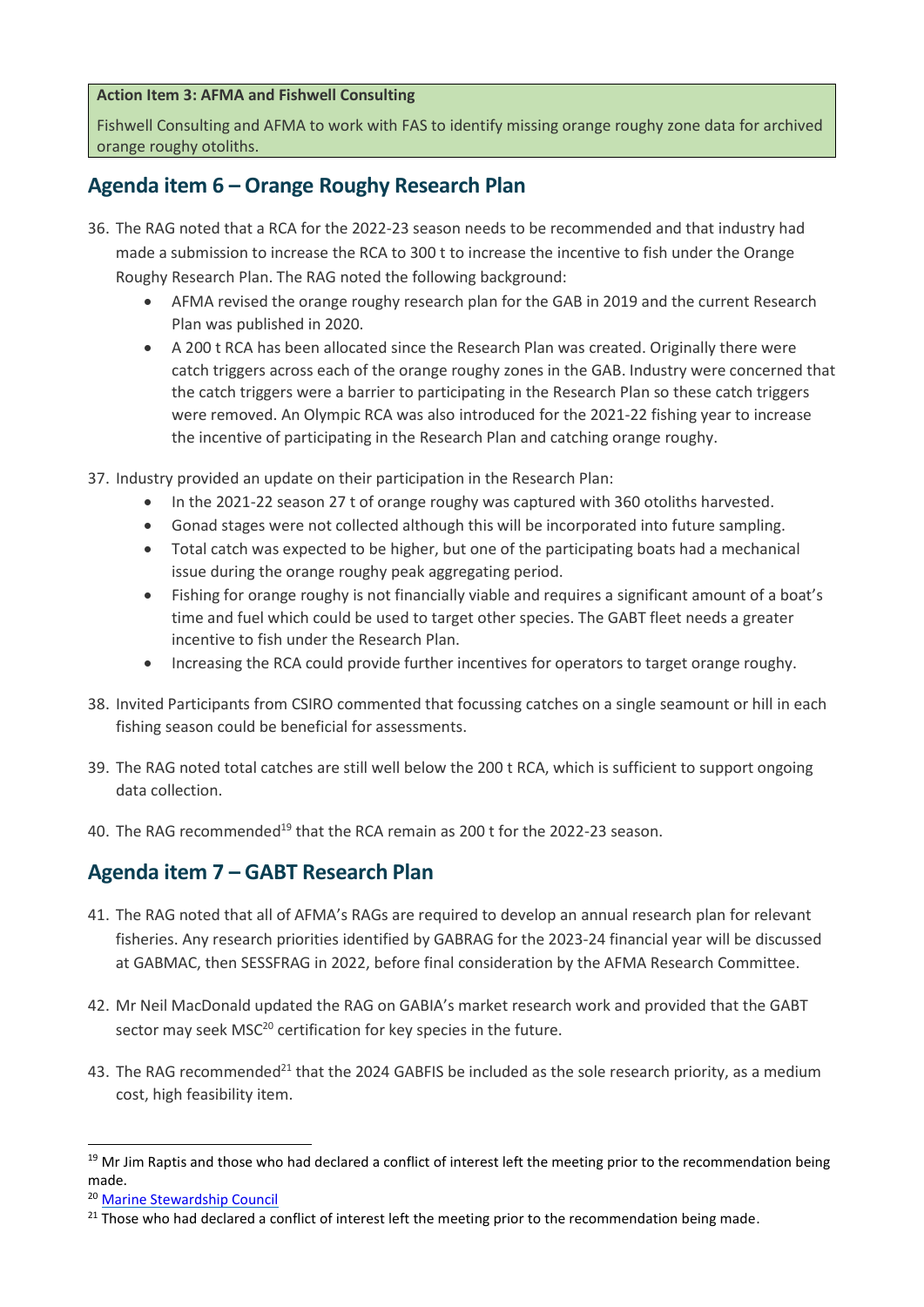**Action Item 3: AFMA and Fishwell Consulting**

Fishwell Consulting and AFMA to work with FAS to identify missing orange roughy zone data for archived orange roughy otoliths.

## Agenda item 6 – Orange Roughy Research Plan

36. The RAG noted that a RCA for the 2022-23 season needs to be recommended and that industry had made a submission to increase the RCA to 300 t to increase the incentive to fish under the Orange Roughy Research Plan. The RAG noted the following background:
    - AFMA revised the orange roughy research plan for the GAB in 2019 and the current Research Plan was published in 2020.
    - A 200 t RCA has been allocated since the Research Plan was created. Originally there were catch triggers across each of the orange roughy zones in the GAB. Industry were concerned that the catch triggers were a barrier to participating in the Research Plan so these catch triggers were removed. An Olympic RCA was also introduced for the 2021-22 fishing year to increase the incentive of participating in the Research Plan and catching orange roughy.

37. Industry provided an update on their participation in the Research Plan:
    - In the 2021-22 season 27 t of orange roughy was captured with 360 otoliths harvested.
    - Gonad stages were not collected although this will be incorporated into future sampling.
    - Total catch was expected to be higher, but one of the participating boats had a mechanical issue during the orange roughy peak aggregating period.
    - Fishing for orange roughy is not financially viable and requires a significant amount of a boat's time and fuel which could be used to target other species. The GABT fleet needs a greater incentive to fish under the Research Plan.
    - Increasing the RCA could provide further incentives for operators to target orange roughy.

38. Invited Participants from CSIRO commented that focussing catches on a single seamount or hill in each fishing season could be beneficial for assessments.

39. The RAG noted total catches are still well below the 200 t RCA, which is sufficient to support ongoing data collection.

40. The RAG recommended[19] that the RCA remain as 200 t for the 2022-23 season.

## Agenda item 7 – GABT Research Plan

41. The RAG noted that all of AFMA's RAGs are required to develop an annual research plan for relevant fisheries. Any research priorities identified by GABRAG for the 2023-24 financial year will be discussed at GABMAC, then SESSFRAG in 2022, before final consideration by the AFMA Research Committee.

42. Mr Neil MacDonald updated the RAG on GABIA's market research work and provided that the GABT sector may seek MSC[20] certification for key species in the future.

43. The RAG recommended[21] that the 2024 GABFIS be included as the sole research priority, as a medium cost, high feasibility item.

---

[19] Mr Jim Raptis and those who had declared a conflict of interest left the meeting prior to the recommendation being made.

[20] Marine Stewardship Council

[21] Those who had declared a conflict of interest left the meeting prior to the recommendation being made.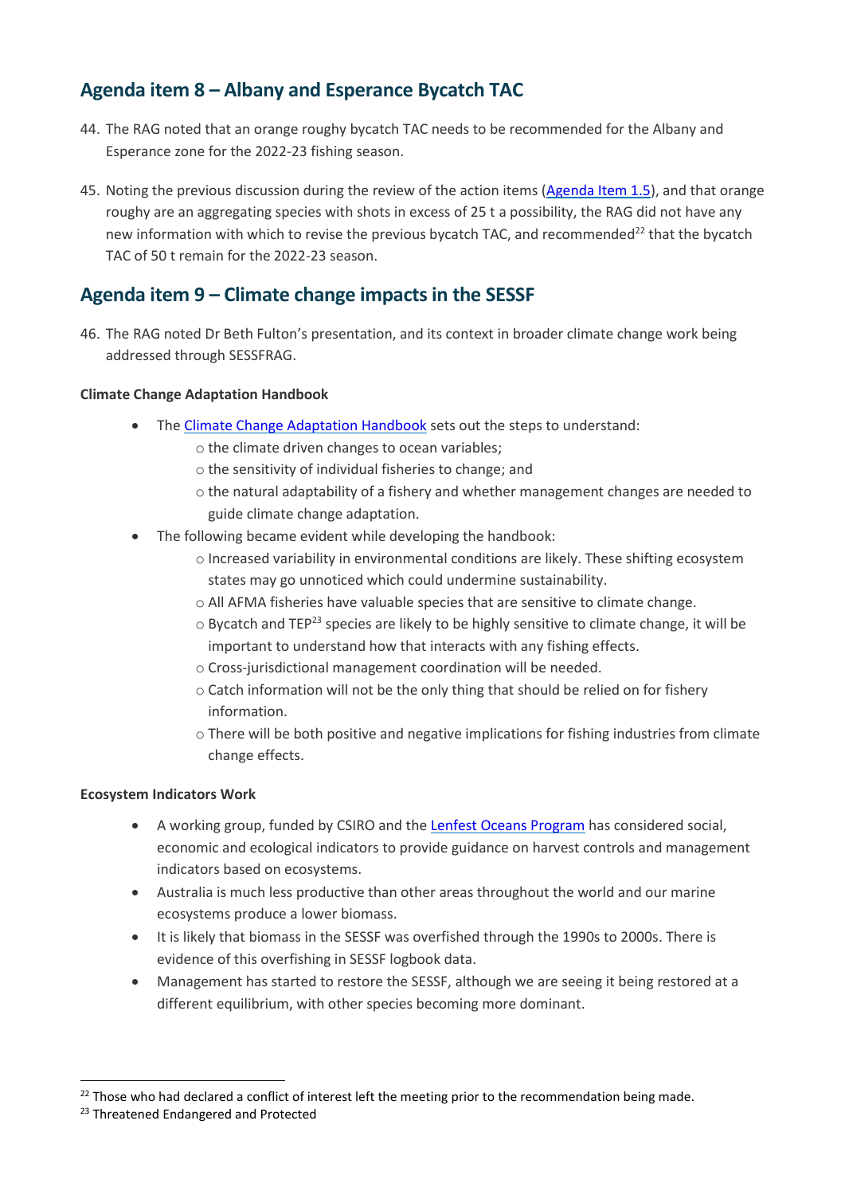## Agenda item 8 – Albany and Esperance Bycatch TAC

44. The RAG noted that an orange roughy bycatch TAC needs to be recommended for the Albany and Esperance zone for the 2022-23 fishing season.

45. Noting the previous discussion during the review of the action items (Agenda Item 1.5), and that orange roughy are an aggregating species with shots in excess of 25 t a possibility, the RAG did not have any new information with which to revise the previous bycatch TAC, and recommended[22] that the bycatch TAC of 50 t remain for the 2022-23 season.

## Agenda item 9 – Climate change impacts in the SESSF

46. The RAG noted Dr Beth Fulton's presentation, and its context in broader climate change work being addressed through SESSFRAG.

**Climate Change Adaptation Handbook**

- The Climate Change Adaptation Handbook sets out the steps to understand:
  - the climate driven changes to ocean variables;
  - the sensitivity of individual fisheries to change; and
  - the natural adaptability of a fishery and whether management changes are needed to guide climate change adaptation.
- The following became evident while developing the handbook:
  - Increased variability in environmental conditions are likely. These shifting ecosystem states may go unnoticed which could undermine sustainability.
  - All AFMA fisheries have valuable species that are sensitive to climate change.
  - Bycatch and TEP[23] species are likely to be highly sensitive to climate change, it will be important to understand how that interacts with any fishing effects.
  - Cross-jurisdictional management coordination will be needed.
  - Catch information will not be the only thing that should be relied on for fishery information.
  - There will be both positive and negative implications for fishing industries from climate change effects.

**Ecosystem Indicators Work**

- A working group, funded by CSIRO and the Lenfest Oceans Program has considered social, economic and ecological indicators to provide guidance on harvest controls and management indicators based on ecosystems.
- Australia is much less productive than other areas throughout the world and our marine ecosystems produce a lower biomass.
- It is likely that biomass in the SESSF was overfished through the 1990s to 2000s. There is evidence of this overfishing in SESSF logbook data.
- Management has started to restore the SESSF, although we are seeing it being restored at a different equilibrium, with other species becoming more dominant.

---

[22] Those who had declared a conflict of interest left the meeting prior to the recommendation being made.

[23] Threatened Endangered and Protected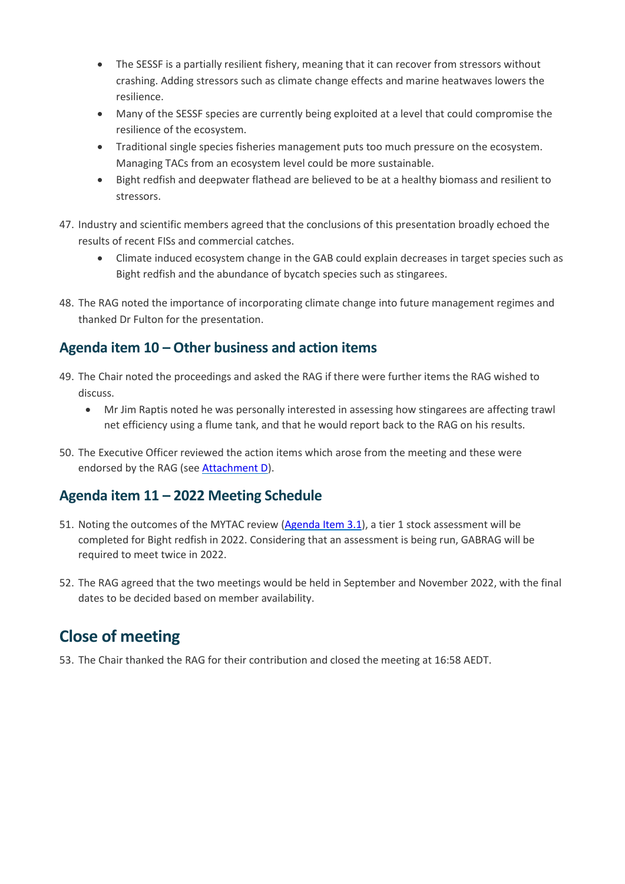- The SESSF is a partially resilient fishery, meaning that it can recover from stressors without crashing. Adding stressors such as climate change effects and marine heatwaves lowers the resilience.
- Many of the SESSF species are currently being exploited at a level that could compromise the resilience of the ecosystem.
- Traditional single species fisheries management puts too much pressure on the ecosystem. Managing TACs from an ecosystem level could be more sustainable.
- Bight redfish and deepwater flathead are believed to be at a healthy biomass and resilient to stressors.

47. Industry and scientific members agreed that the conclusions of this presentation broadly echoed the results of recent FISs and commercial catches.
    - Climate induced ecosystem change in the GAB could explain decreases in target species such as Bight redfish and the abundance of bycatch species such as stingarees.

48. The RAG noted the importance of incorporating climate change into future management regimes and thanked Dr Fulton for the presentation.

## Agenda item 10 – Other business and action items

49. The Chair noted the proceedings and asked the RAG if there were further items the RAG wished to discuss.
    - Mr Jim Raptis noted he was personally interested in assessing how stingarees are affecting trawl net efficiency using a flume tank, and that he would report back to the RAG on his results.

50. The Executive Officer reviewed the action items which arose from the meeting and these were endorsed by the RAG (see Attachment D).

## Agenda item 11 – 2022 Meeting Schedule

51. Noting the outcomes of the MYTAC review (Agenda Item 3.1), a tier 1 stock assessment will be completed for Bight redfish in 2022. Considering that an assessment is being run, GABRAG will be required to meet twice in 2022.

52. The RAG agreed that the two meetings would be held in September and November 2022, with the final dates to be decided based on member availability.

# Close of meeting

53. The Chair thanked the RAG for their contribution and closed the meeting at 16:58 AEDT.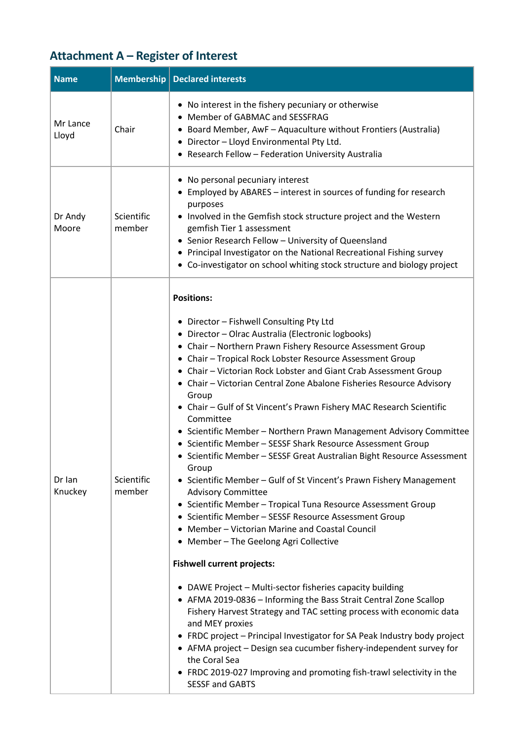## Attachment A – Register of Interest

| Name | Membership | Declared interests |
|---|---|---|
| Mr Lance Lloyd | Chair | • No interest in the fishery pecuniary or otherwise<br>• Member of GABMAC and SESSFRAG<br>• Board Member, AwF – Aquaculture without Frontiers (Australia)<br>• Director – Lloyd Environmental Pty Ltd.<br>• Research Fellow – Federation University Australia |
| Dr Andy Moore | Scientific member | • No personal pecuniary interest<br>• Employed by ABARES – interest in sources of funding for research purposes<br>• Involved in the Gemfish stock structure project and the Western gemfish Tier 1 assessment<br>• Senior Research Fellow – University of Queensland<br>• Principal Investigator on the National Recreational Fishing survey<br>• Co-investigator on school whiting stock structure and biology project |
| Dr Ian Knuckey | Scientific member | **Positions:**<br>• Director – Fishwell Consulting Pty Ltd<br>• Director – Olrac Australia (Electronic logbooks)<br>• Chair – Northern Prawn Fishery Resource Assessment Group<br>• Chair – Tropical Rock Lobster Resource Assessment Group<br>• Chair – Victorian Rock Lobster and Giant Crab Assessment Group<br>• Chair – Victorian Central Zone Abalone Fisheries Resource Advisory Group<br>• Chair – Gulf of St Vincent's Prawn Fishery MAC Research Scientific Committee<br>• Scientific Member – Northern Prawn Management Advisory Committee<br>• Scientific Member – SESSF Shark Resource Assessment Group<br>• Scientific Member – SESSF Great Australian Bight Resource Assessment Group<br>• Scientific Member – Gulf of St Vincent's Prawn Fishery Management Advisory Committee<br>• Scientific Member – Tropical Tuna Resource Assessment Group<br>• Scientific Member – SESSF Resource Assessment Group<br>• Member – Victorian Marine and Coastal Council<br>• Member – The Geelong Agri Collective<br>**Fishwell current projects:**<br>• DAWE Project – Multi-sector fisheries capacity building<br>• AFMA 2019-0836 – Informing the Bass Strait Central Zone Scallop Fishery Harvest Strategy and TAC setting process with economic data and MEY proxies<br>• FRDC project – Principal Investigator for SA Peak Industry body project<br>• AFMA project – Design sea cucumber fishery-independent survey for the Coral Sea<br>• FRDC 2019-027 Improving and promoting fish-trawl selectivity in the SESSF and GABTS |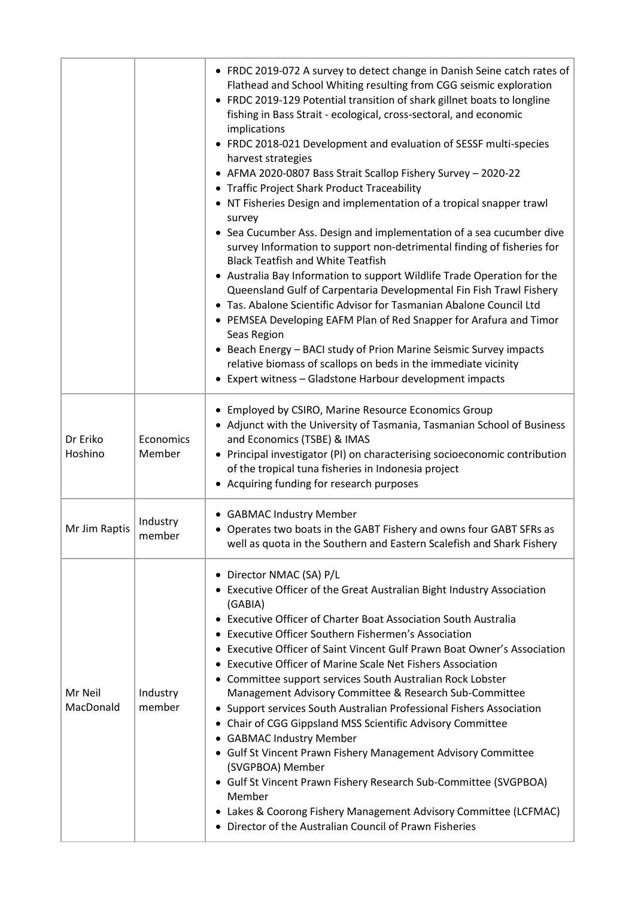| | | |
|---|---|---|
| | | • FRDC 2019-072 A survey to detect change in Danish Seine catch rates of Flathead and School Whiting resulting from CGG seismic exploration<br>• FRDC 2019-129 Potential transition of shark gillnet boats to longline fishing in Bass Strait - ecological, cross-sectoral, and economic implications<br>• FRDC 2018-021 Development and evaluation of SESSF multi-species harvest strategies<br>• AFMA 2020-0807 Bass Strait Scallop Fishery Survey – 2020-22<br>• Traffic Project Shark Product Traceability<br>• NT Fisheries Design and implementation of a tropical snapper trawl survey<br>• Sea Cucumber Ass. Design and implementation of a sea cucumber dive survey Information to support non-detrimental finding of fisheries for Black Teatfish and White Teatfish<br>• Australia Bay Information to support Wildlife Trade Operation for the Queensland Gulf of Carpentaria Developmental Fin Fish Trawl Fishery<br>• Tas. Abalone Scientific Advisor for Tasmanian Abalone Council Ltd<br>• PEMSEA Developing EAFM Plan of Red Snapper for Arafura and Timor Seas Region<br>• Beach Energy – BACI study of Prion Marine Seismic Survey impacts relative biomass of scallops on beds in the immediate vicinity<br>• Expert witness – Gladstone Harbour development impacts |
| Dr Eriko Hoshino | Economics Member | • Employed by CSIRO, Marine Resource Economics Group<br>• Adjunct with the University of Tasmania, Tasmanian School of Business and Economics (TSBE) & IMAS<br>• Principal investigator (PI) on characterising socioeconomic contribution of the tropical tuna fisheries in Indonesia project<br>• Acquiring funding for research purposes |
| Mr Jim Raptis | Industry member | • GABMAC Industry Member<br>• Operates two boats in the GABT Fishery and owns four GABT SFRs as well as quota in the Southern and Eastern Scalefish and Shark Fishery |
| Mr Neil MacDonald | Industry member | • Director NMAC (SA) P/L<br>• Executive Officer of the Great Australian Bight Industry Association (GABIA)<br>• Executive Officer of Charter Boat Association South Australia<br>• Executive Officer Southern Fishermen's Association<br>• Executive Officer of Saint Vincent Gulf Prawn Boat Owner's Association<br>• Executive Officer of Marine Scale Net Fishers Association<br>• Committee support services South Australian Rock Lobster Management Advisory Committee & Research Sub-Committee<br>• Support services South Australian Professional Fishers Association<br>• Chair of CGG Gippsland MSS Scientific Advisory Committee<br>• GABMAC Industry Member<br>• Gulf St Vincent Prawn Fishery Management Advisory Committee (SVGPBOA) Member<br>• Gulf St Vincent Prawn Fishery Research Sub-Committee (SVGPBOA) Member<br>• Lakes & Coorong Fishery Management Advisory Committee (LCFMAC)<br>• Director of the Australian Council of Prawn Fisheries |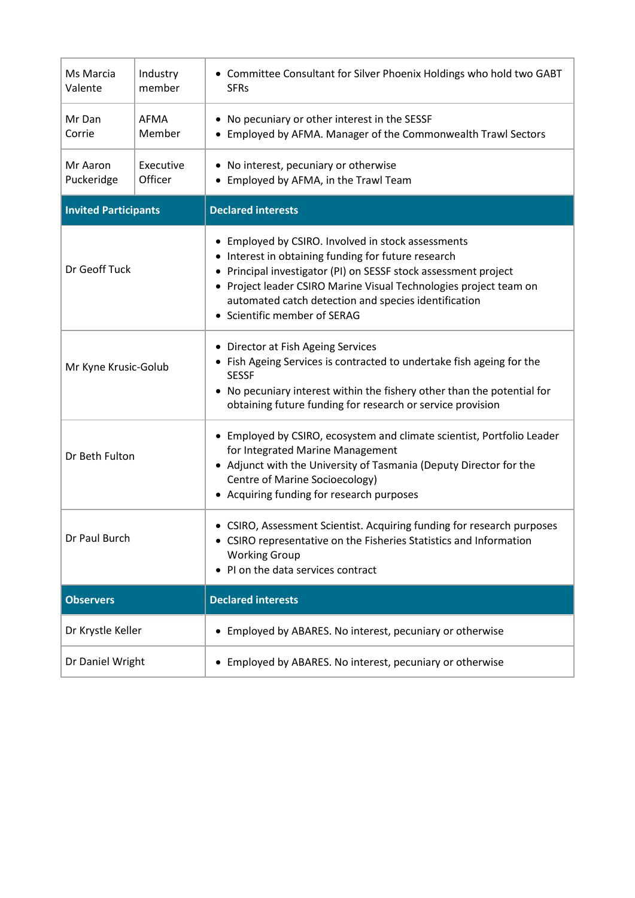| | | |
|---|---|---|
| Ms Marcia Valente | Industry member | • Committee Consultant for Silver Phoenix Holdings who hold two GABT SFRs |
| Mr Dan Corrie | AFMA Member | • No pecuniary or other interest in the SESSF<br>• Employed by AFMA. Manager of the Commonwealth Trawl Sectors |
| Mr Aaron Puckeridge | Executive Officer | • No interest, pecuniary or otherwise<br>• Employed by AFMA, in the Trawl Team |
| **Invited Participants** | | **Declared interests** |
| Dr Geoff Tuck | | • Employed by CSIRO. Involved in stock assessments<br>• Interest in obtaining funding for future research<br>• Principal investigator (PI) on SESSF stock assessment project<br>• Project leader CSIRO Marine Visual Technologies project team on automated catch detection and species identification<br>• Scientific member of SERAG |
| Mr Kyne Krusic-Golub | | • Director at Fish Ageing Services<br>• Fish Ageing Services is contracted to undertake fish ageing for the SESSF<br>• No pecuniary interest within the fishery other than the potential for obtaining future funding for research or service provision |
| Dr Beth Fulton | | • Employed by CSIRO, ecosystem and climate scientist, Portfolio Leader for Integrated Marine Management<br>• Adjunct with the University of Tasmania (Deputy Director for the Centre of Marine Socioecology)<br>• Acquiring funding for research purposes |
| Dr Paul Burch | | • CSIRO, Assessment Scientist. Acquiring funding for research purposes<br>• CSIRO representative on the Fisheries Statistics and Information Working Group<br>• PI on the data services contract |
| **Observers** | | **Declared interests** |
| Dr Krystle Keller | | • Employed by ABARES. No interest, pecuniary or otherwise |
| Dr Daniel Wright | | • Employed by ABARES. No interest, pecuniary or otherwise |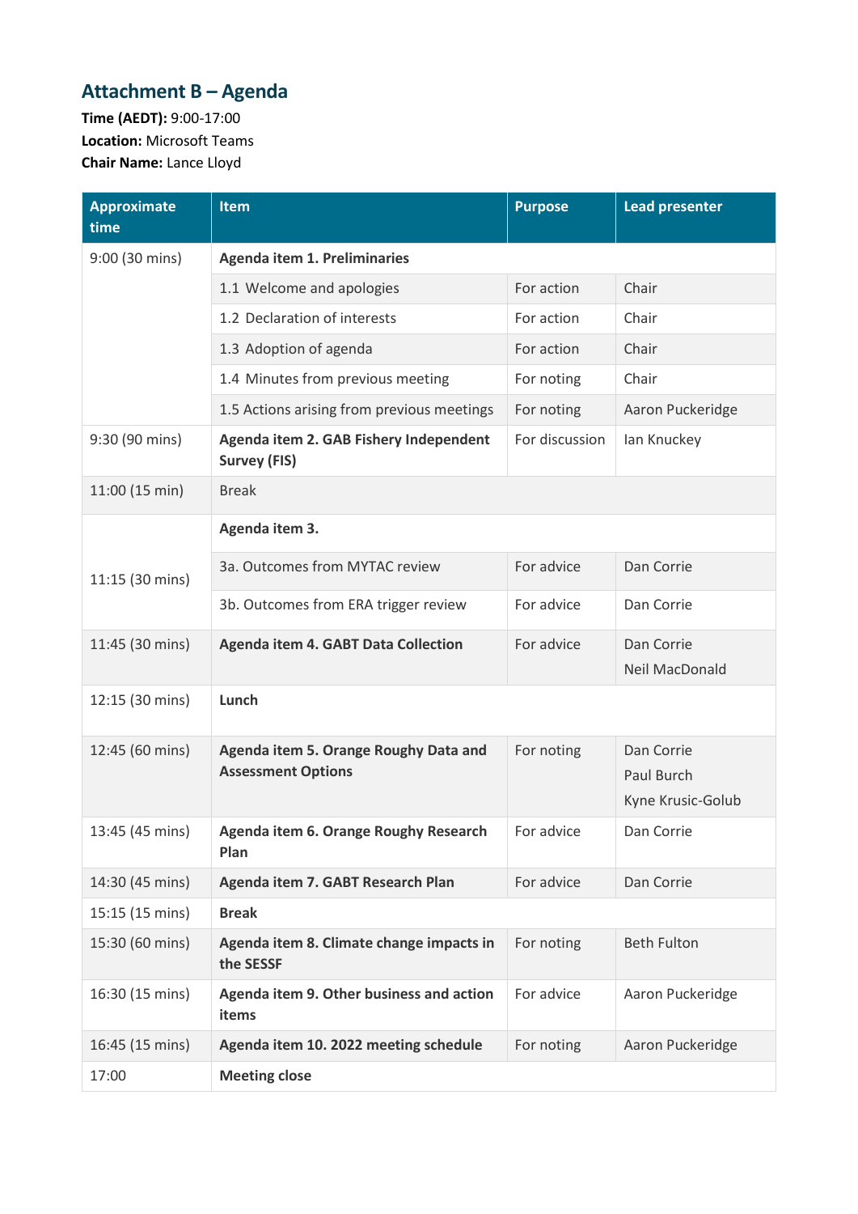## Attachment B – Agenda

**Time (AEDT):** 9:00-17:00
**Location:** Microsoft Teams
**Chair Name:** Lance Lloyd

| Approximate time | Item | Purpose | Lead presenter |
|---|---|---|---|
| 9:00 (30 mins) | **Agenda item 1. Preliminaries** | | |
| | 1.1 Welcome and apologies | For action | Chair |
| | 1.2 Declaration of interests | For action | Chair |
| | 1.3 Adoption of agenda | For action | Chair |
| | 1.4 Minutes from previous meeting | For noting | Chair |
| | 1.5 Actions arising from previous meetings | For noting | Aaron Puckeridge |
| 9:30 (90 mins) | **Agenda item 2. GAB Fishery Independent Survey (FIS)** | For discussion | Ian Knuckey |
| 11:00 (15 min) | Break | | |
| 11:15 (30 mins) | **Agenda item 3.** | | |
| | 3a. Outcomes from MYTAC review | For advice | Dan Corrie |
| | 3b. Outcomes from ERA trigger review | For advice | Dan Corrie |
| 11:45 (30 mins) | **Agenda item 4. GABT Data Collection** | For advice | Dan Corrie<br>Neil MacDonald |
| 12:15 (30 mins) | **Lunch** | | |
| 12:45 (60 mins) | **Agenda item 5. Orange Roughy Data and Assessment Options** | For noting | Dan Corrie<br>Paul Burch<br>Kyne Krusic-Golub |
| 13:45 (45 mins) | **Agenda item 6. Orange Roughy Research Plan** | For advice | Dan Corrie |
| 14:30 (45 mins) | **Agenda item 7. GABT Research Plan** | For advice | Dan Corrie |
| 15:15 (15 mins) | **Break** | | |
| 15:30 (60 mins) | **Agenda item 8. Climate change impacts in the SESSF** | For noting | Beth Fulton |
| 16:30 (15 mins) | **Agenda item 9. Other business and action items** | For advice | Aaron Puckeridge |
| 16:45 (15 mins) | **Agenda item 10. 2022 meeting schedule** | For noting | Aaron Puckeridge |
| 17:00 | **Meeting close** | | |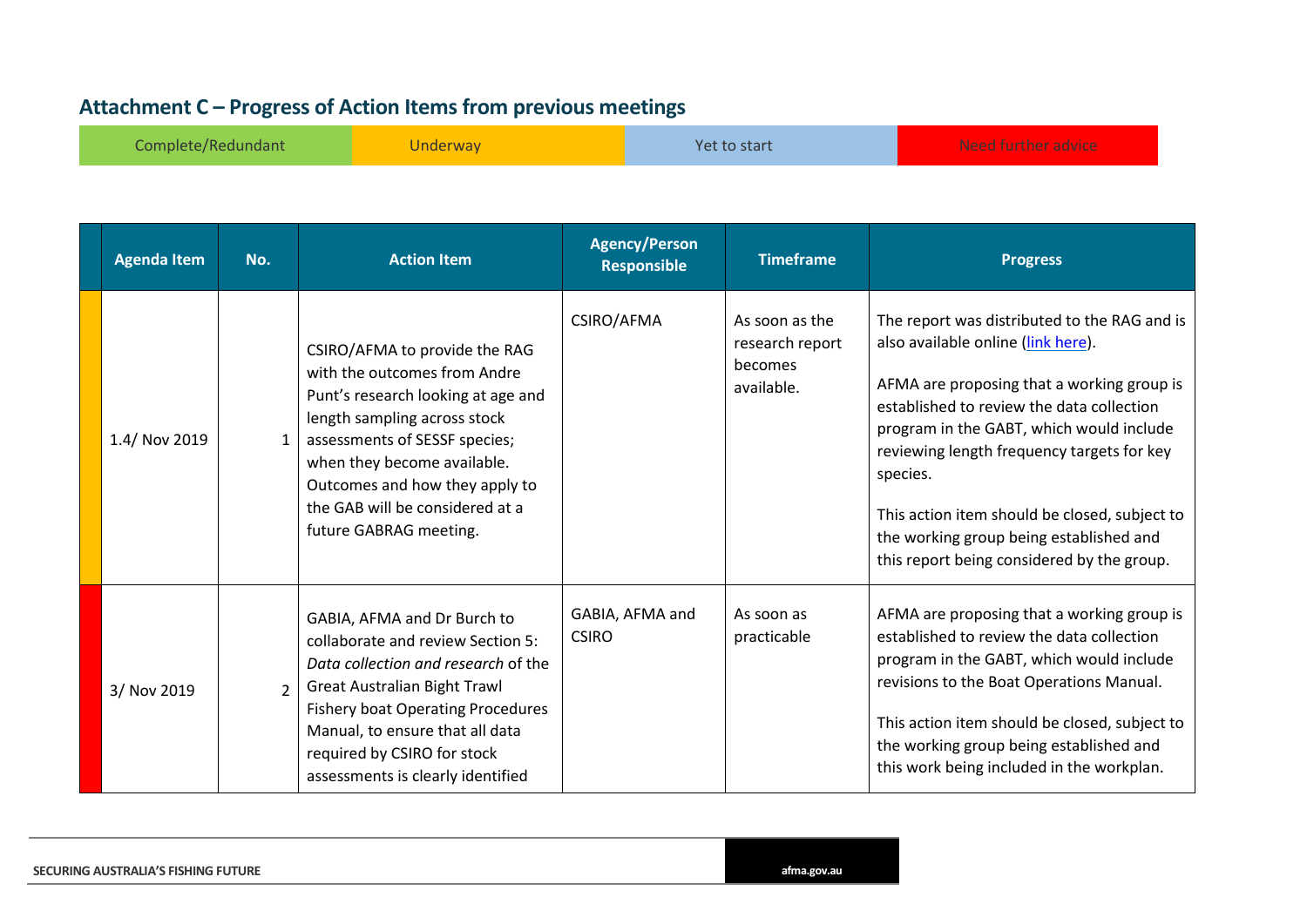## Attachment C – Progress of Action Items from previous meetings

| Complete/Redundant | Underway | Yet to start | Need further advice |
|---|---|---|---|

| Agenda Item | No. | Action Item | Agency/Person Responsible | Timeframe | Progress |
|---|---|---|---|---|---|
| 1.4/ Nov 2019 | 1 | CSIRO/AFMA to provide the RAG with the outcomes from Andre Punt's research looking at age and length sampling across stock assessments of SESSF species; when they become available. Outcomes and how they apply to the GAB will be considered at a future GABRAG meeting. | CSIRO/AFMA | As soon as the research report becomes available. | The report was distributed to the RAG and is also available online ([link here](link here)).<br><br>AFMA are proposing that a working group is established to review the data collection program in the GABT, which would include reviewing length frequency targets for key species.<br><br>This action item should be closed, subject to the working group being established and this report being considered by the group. |
| 3/ Nov 2019 | 2 | GABIA, AFMA and Dr Burch to collaborate and review Section 5: *Data collection and research* of the Great Australian Bight Trawl Fishery boat Operating Procedures Manual, to ensure that all data required by CSIRO for stock assessments is clearly identified | GABIA, AFMA and CSIRO | As soon as practicable | AFMA are proposing that a working group is established to review the data collection program in the GABT, which would include revisions to the Boat Operations Manual.<br><br>This action item should be closed, subject to the working group being established and this work being included in the workplan. |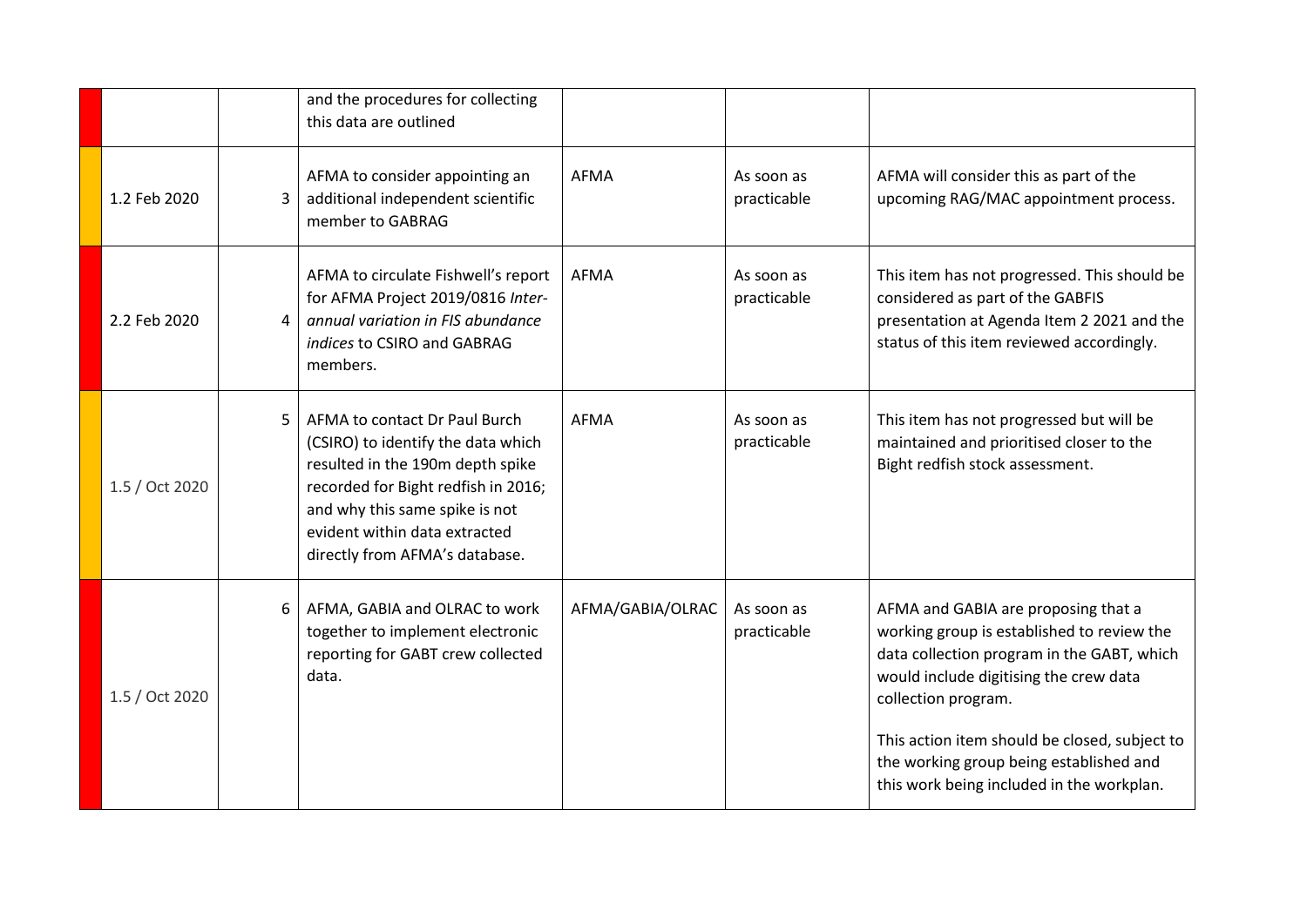| | | | | | | |
|---|---|---|---|---|---|---|
| | | | and the procedures for collecting this data are outlined | | | |
| | 1.2 Feb 2020 | 3 | AFMA to consider appointing an additional independent scientific member to GABRAG | AFMA | As soon as practicable | AFMA will consider this as part of the upcoming RAG/MAC appointment process. |
| | 2.2 Feb 2020 | 4 | AFMA to circulate Fishwell's report for AFMA Project 2019/0816 *Inter-annual variation in FIS abundance indices* to CSIRO and GABRAG members. | AFMA | As soon as practicable | This item has not progressed. This should be considered as part of the GABFIS presentation at Agenda Item 2 2021 and the status of this item reviewed accordingly. |
| | 1.5 / Oct 2020 | 5 | AFMA to contact Dr Paul Burch (CSIRO) to identify the data which resulted in the 190m depth spike recorded for Bight redfish in 2016; and why this same spike is not evident within data extracted directly from AFMA's database. | AFMA | As soon as practicable | This item has not progressed but will be maintained and prioritised closer to the Bight redfish stock assessment. |
| | 1.5 / Oct 2020 | 6 | AFMA, GABIA and OLRAC to work together to implement electronic reporting for GABT crew collected data. | AFMA/GABIA/OLRAC | As soon as practicable | AFMA and GABIA are proposing that a working group is established to review the data collection program in the GABT, which would include digitising the crew data collection program.<br><br>This action item should be closed, subject to the working group being established and this work being included in the workplan. |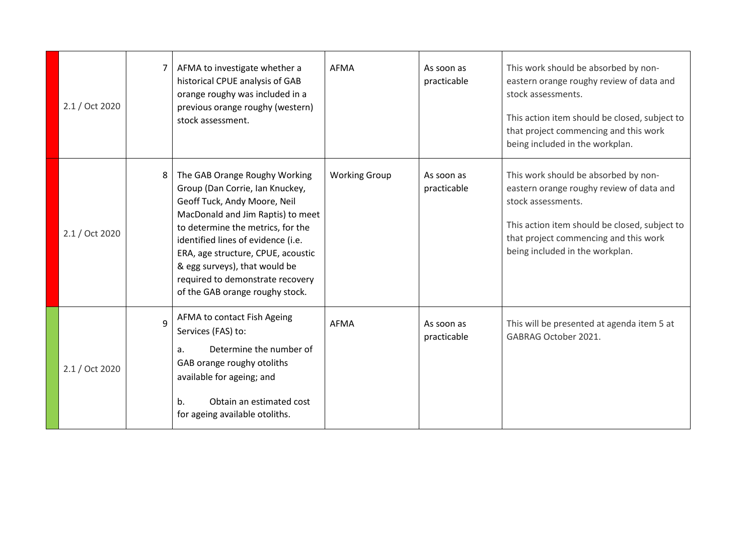| | | | | | | |
|---|---|---|---|---|---|---|
| | 2.1 / Oct 2020 | 7 | AFMA to investigate whether a historical CPUE analysis of GAB orange roughy was included in a previous orange roughy (western) stock assessment. | AFMA | As soon as practicable | This work should be absorbed by non-eastern orange roughy review of data and stock assessments.<br><br>This action item should be closed, subject to that project commencing and this work being included in the workplan. |
| | 2.1 / Oct 2020 | 8 | The GAB Orange Roughy Working Group (Dan Corrie, Ian Knuckey, Geoff Tuck, Andy Moore, Neil MacDonald and Jim Raptis) to meet to determine the metrics, for the identified lines of evidence (i.e. ERA, age structure, CPUE, acoustic & egg surveys), that would be required to demonstrate recovery of the GAB orange roughy stock. | Working Group | As soon as practicable | This work should be absorbed by non-eastern orange roughy review of data and stock assessments.<br><br>This action item should be closed, subject to that project commencing and this work being included in the workplan. |
| | 2.1 / Oct 2020 | 9 | AFMA to contact Fish Ageing Services (FAS) to:<br><br>a. Determine the number of GAB orange roughy otoliths available for ageing; and<br><br>b. Obtain an estimated cost for ageing available otoliths. | AFMA | As soon as practicable | This will be presented at agenda item 5 at GABRAG October 2021. |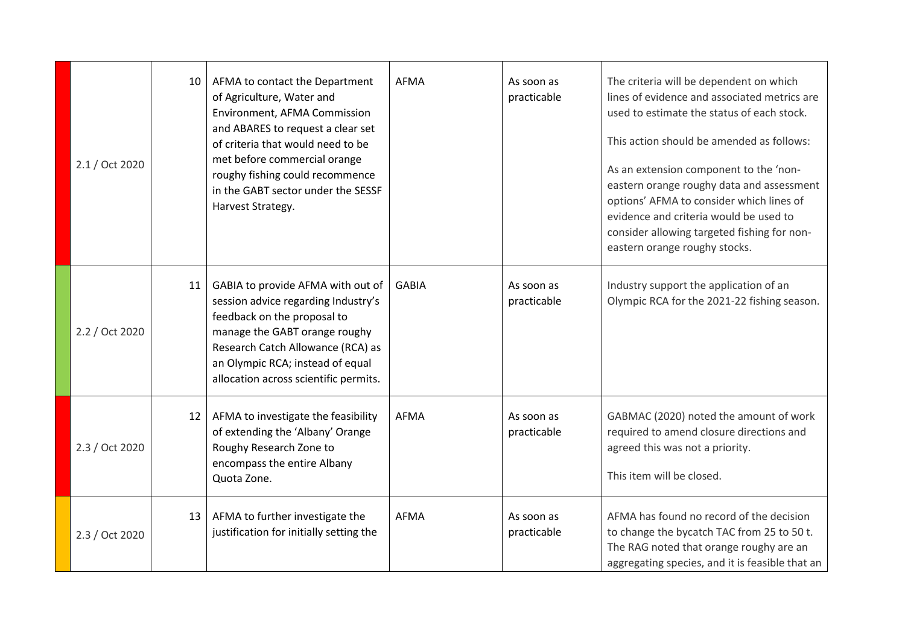| | | | | | |
|---|---|---|---|---|---|
| 2.1 / Oct 2020 | 10 | AFMA to contact the Department of Agriculture, Water and Environment, AFMA Commission and ABARES to request a clear set of criteria that would need to be met before commercial orange roughy fishing could recommence in the GABT sector under the SESSF Harvest Strategy. | AFMA | As soon as practicable | The criteria will be dependent on which lines of evidence and associated metrics are used to estimate the status of each stock.<br><br>This action should be amended as follows:<br><br>As an extension component to the 'non-eastern orange roughy data and assessment options' AFMA to consider which lines of evidence and criteria would be used to consider allowing targeted fishing for non-eastern orange roughy stocks. |
| 2.2 / Oct 2020 | 11 | GABIA to provide AFMA with out of session advice regarding Industry's feedback on the proposal to manage the GABT orange roughy Research Catch Allowance (RCA) as an Olympic RCA; instead of equal allocation across scientific permits. | GABIA | As soon as practicable | Industry support the application of an Olympic RCA for the 2021-22 fishing season. |
| 2.3 / Oct 2020 | 12 | AFMA to investigate the feasibility of extending the 'Albany' Orange Roughy Research Zone to encompass the entire Albany Quota Zone. | AFMA | As soon as practicable | GABMAC (2020) noted the amount of work required to amend closure directions and agreed this was not a priority.<br><br>This item will be closed. |
| 2.3 / Oct 2020 | 13 | AFMA to further investigate the justification for initially setting the | AFMA | As soon as practicable | AFMA has found no record of the decision to change the bycatch TAC from 25 to 50 t. The RAG noted that orange roughy are an aggregating species, and it is feasible that an |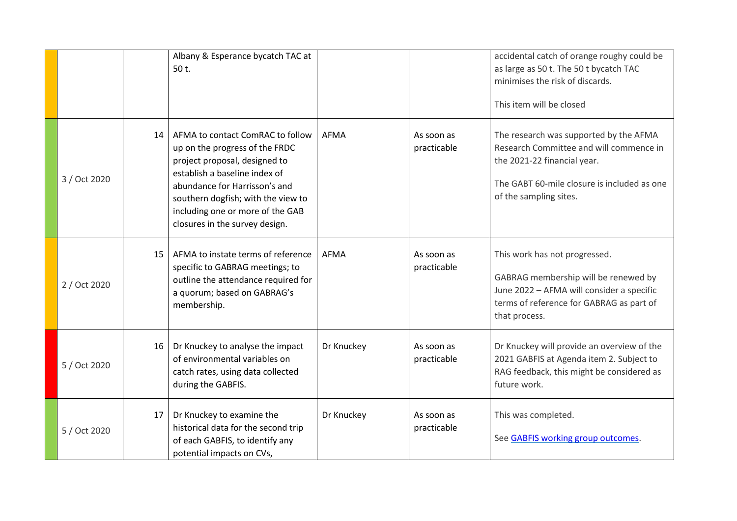| | | | | | |
|---|---|---|---|---|---|
| | | Albany & Esperance bycatch TAC at 50 t. | | | accidental catch of orange roughy could be as large as 50 t. The 50 t bycatch TAC minimises the risk of discards.<br><br>This item will be closed |
| 3 / Oct 2020 | 14 | AFMA to contact ComRAC to follow up on the progress of the FRDC project proposal, designed to establish a baseline index of abundance for Harrisson's and southern dogfish; with the view to including one or more of the GAB closures in the survey design. | AFMA | As soon as practicable | The research was supported by the AFMA Research Committee and will commence in the 2021-22 financial year.<br><br>The GABT 60-mile closure is included as one of the sampling sites. |
| 2 / Oct 2020 | 15 | AFMA to instate terms of reference specific to GABRAG meetings; to outline the attendance required for a quorum; based on GABRAG's membership. | AFMA | As soon as practicable | This work has not progressed.<br><br>GABRAG membership will be renewed by June 2022 – AFMA will consider a specific terms of reference for GABRAG as part of that process. |
| 5 / Oct 2020 | 16 | Dr Knuckey to analyse the impact of environmental variables on catch rates, using data collected during the GABFIS. | Dr Knuckey | As soon as practicable | Dr Knuckey will provide an overview of the 2021 GABFIS at Agenda item 2. Subject to RAG feedback, this might be considered as future work. |
| 5 / Oct 2020 | 17 | Dr Knuckey to examine the historical data for the second trip of each GABFIS, to identify any potential impacts on CVs, | Dr Knuckey | As soon as practicable | This was completed.<br><br>See GABFIS working group outcomes. |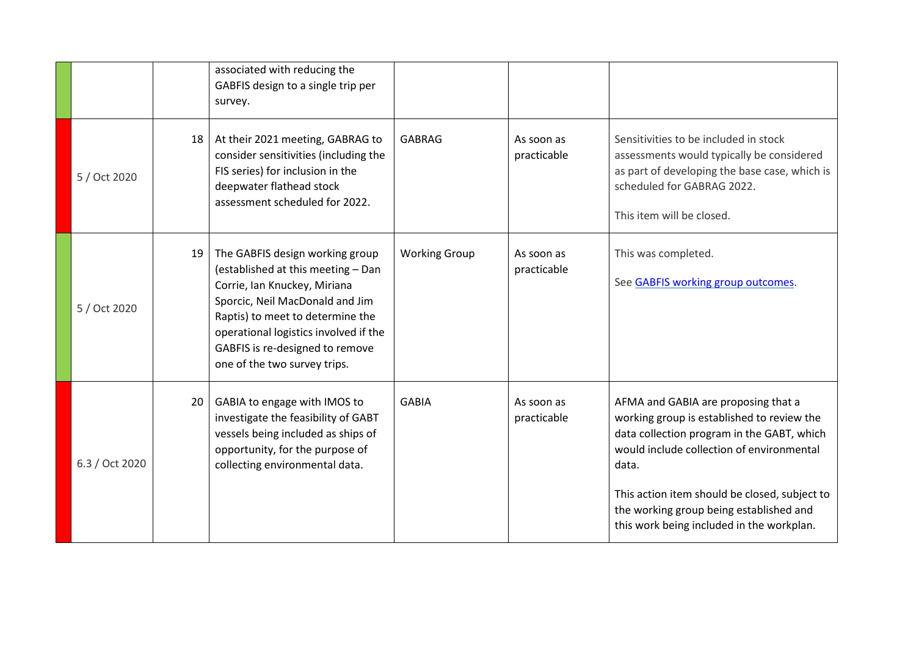| | | | | | | |
|---|---|---|---|---|---|---|
| | | | associated with reducing the GABFIS design to a single trip per survey. | | | |
| | 5 / Oct 2020 | 18 | At their 2021 meeting, GABRAG to consider sensitivities (including the FIS series) for inclusion in the deepwater flathead stock assessment scheduled for 2022. | GABRAG | As soon as practicable | Sensitivities to be included in stock assessments would typically be considered as part of developing the base case, which is scheduled for GABRAG 2022.<br><br>This item will be closed. |
| | 5 / Oct 2020 | 19 | The GABFIS design working group (established at this meeting – Dan Corrie, Ian Knuckey, Miriana Sporcic, Neil MacDonald and Jim Raptis) to meet to determine the operational logistics involved if the GABFIS is re-designed to remove one of the two survey trips. | Working Group | As soon as practicable | This was completed.<br><br>See GABFIS working group outcomes. |
| | 6.3 / Oct 2020 | 20 | GABIA to engage with IMOS to investigate the feasibility of GABT vessels being included as ships of opportunity, for the purpose of collecting environmental data. | GABIA | As soon as practicable | AFMA and GABIA are proposing that a working group is established to review the data collection program in the GABT, which would include collection of environmental data.<br><br>This action item should be closed, subject to the working group being established and this work being included in the workplan. |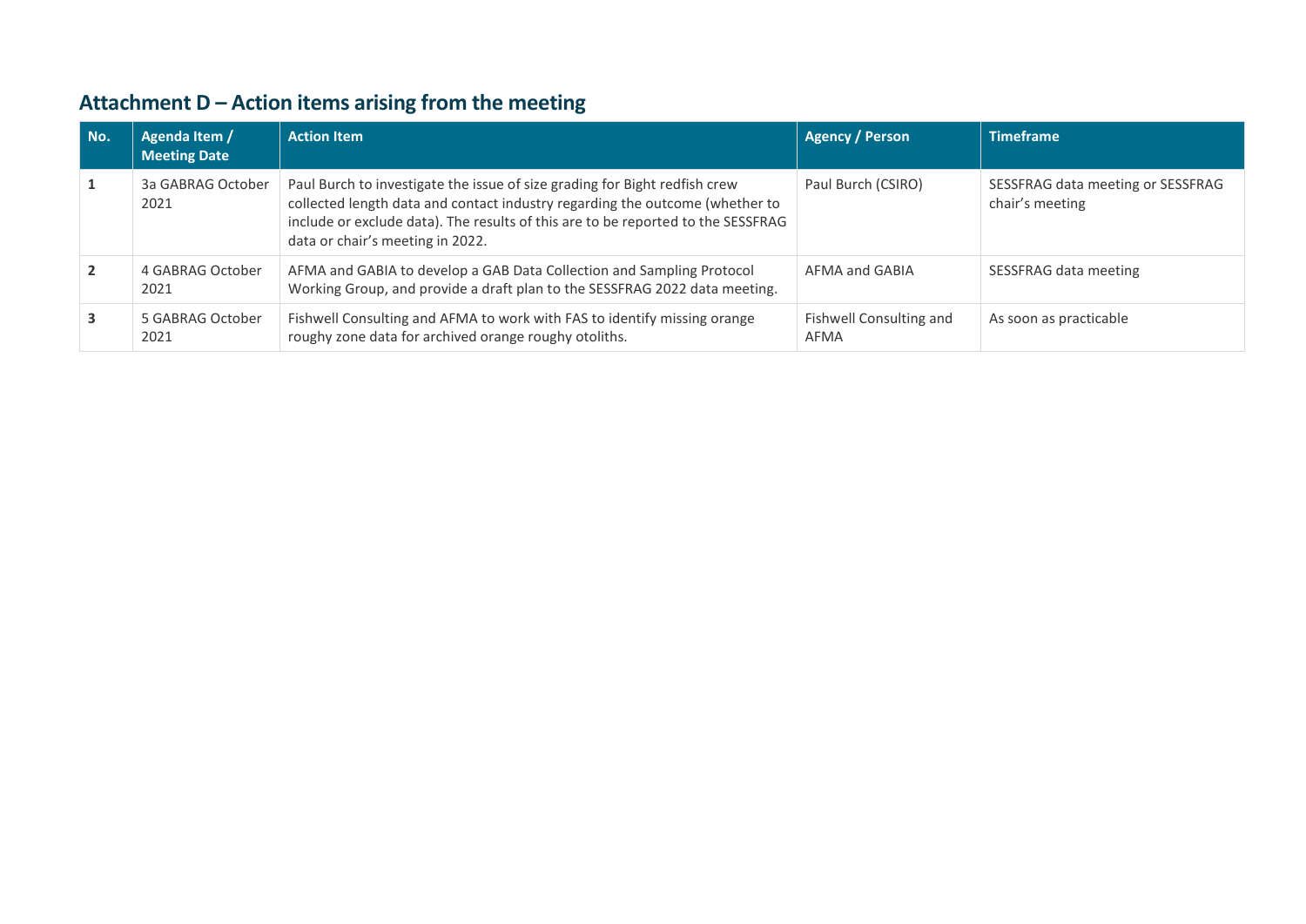## Attachment D – Action items arising from the meeting

| No. | Agenda Item / Meeting Date | Action Item | Agency / Person | Timeframe |
|---|---|---|---|---|
| 1 | 3a GABRAG October 2021 | Paul Burch to investigate the issue of size grading for Bight redfish crew collected length data and contact industry regarding the outcome (whether to include or exclude data). The results of this are to be reported to the SESSFRAG data or chair's meeting in 2022. | Paul Burch (CSIRO) | SESSFRAG data meeting or SESSFRAG chair's meeting |
| 2 | 4 GABRAG October 2021 | AFMA and GABIA to develop a GAB Data Collection and Sampling Protocol Working Group, and provide a draft plan to the SESSFRAG 2022 data meeting. | AFMA and GABIA | SESSFRAG data meeting |
| 3 | 5 GABRAG October 2021 | Fishwell Consulting and AFMA to work with FAS to identify missing orange roughy zone data for archived orange roughy otoliths. | Fishwell Consulting and AFMA | As soon as practicable |